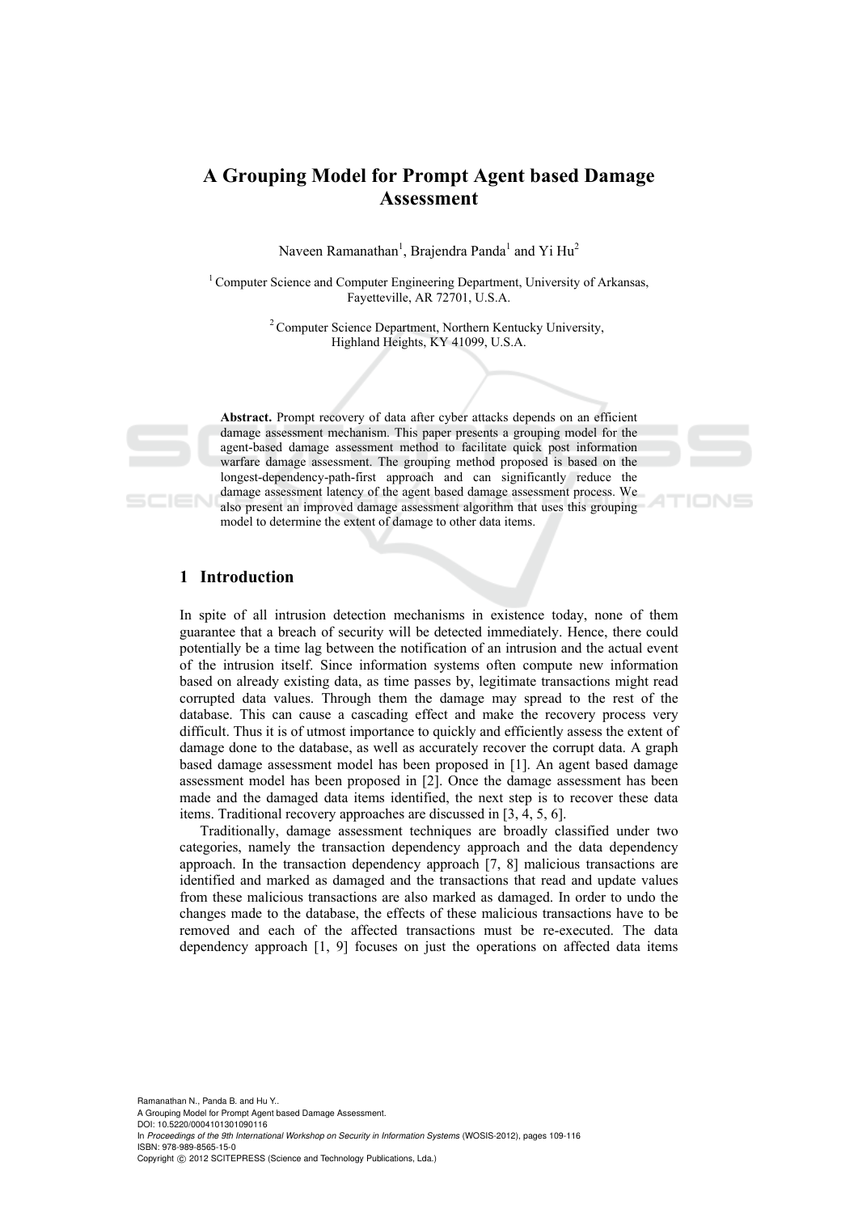# A Grouping Model for Prompt Agent based Damage Assessment

Naveen Ramanathan[1], Brajendra Panda[1] and Yi Hu[2]

[1] Computer Science and Computer Engineering Department, University of Arkansas, Fayetteville, AR 72701, U.S.A.

[2] Computer Science Department, Northern Kentucky University, Highland Heights, KY 41099, U.S.A.

**Abstract.** Prompt recovery of data after cyber attacks depends on an efficient damage assessment mechanism. This paper presents a grouping model for the agent-based damage assessment method to facilitate quick post information warfare damage assessment. The grouping method proposed is based on the longest-dependency-path-first approach and can significantly reduce the damage assessment latency of the agent based damage assessment process. We also present an improved damage assessment algorithm that uses this grouping model to determine the extent of damage to other data items.

## 1 Introduction

In spite of all intrusion detection mechanisms in existence today, none of them guarantee that a breach of security will be detected immediately. Hence, there could potentially be a time lag between the notification of an intrusion and the actual event of the intrusion itself. Since information systems often compute new information based on already existing data, as time passes by, legitimate transactions might read corrupted data values. Through them the damage may spread to the rest of the database. This can cause a cascading effect and make the recovery process very difficult. Thus it is of utmost importance to quickly and efficiently assess the extent of damage done to the database, as well as accurately recover the corrupt data. A graph based damage assessment model has been proposed in [1]. An agent based damage assessment model has been proposed in [2]. Once the damage assessment has been made and the damaged data items identified, the next step is to recover these data items. Traditional recovery approaches are discussed in [3, 4, 5, 6].

Traditionally, damage assessment techniques are broadly classified under two categories, namely the transaction dependency approach and the data dependency approach. In the transaction dependency approach [7, 8] malicious transactions are identified and marked as damaged and the transactions that read and update values from these malicious transactions are also marked as damaged. In order to undo the changes made to the database, the effects of these malicious transactions have to be removed and each of the affected transactions must be re-executed. The data dependency approach [1, 9] focuses on just the operations on affected data items

Ramanathan N., Panda B. and Hu Y..
A Grouping Model for Prompt Agent based Damage Assessment.
DOI: 10.5220/0004101301090116
In *Proceedings of the 9th International Workshop on Security in Information Systems* (WOSIS-2012), pages 109-116
ISBN: 978-989-8565-15-0
Copyright © 2012 SCITEPRESS (Science and Technology Publications, Lda.)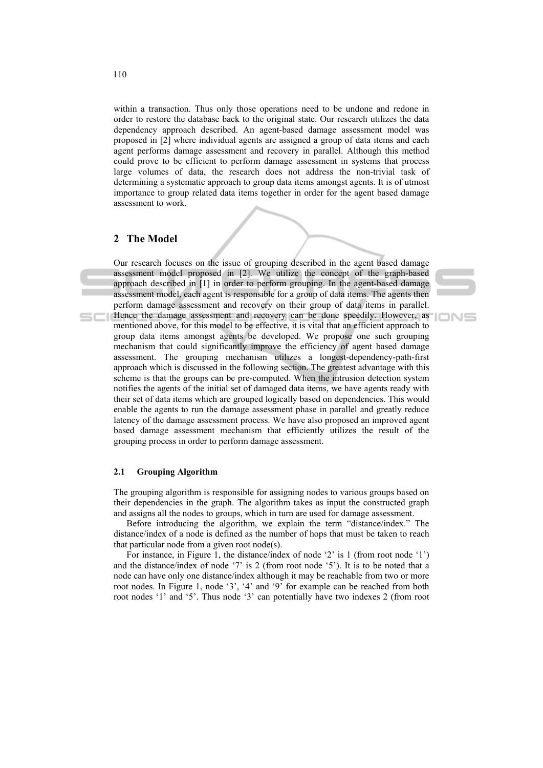within a transaction. Thus only those operations need to be undone and redone in order to restore the database back to the original state. Our research utilizes the data dependency approach described. An agent-based damage assessment model was proposed in [2] where individual agents are assigned a group of data items and each agent performs damage assessment and recovery in parallel. Although this method could prove to be efficient to perform damage assessment in systems that process large volumes of data, the research does not address the non-trivial task of determining a systematic approach to group data items amongst agents. It is of utmost importance to group related data items together in order for the agent based damage assessment to work.

## 2 The Model

Our research focuses on the issue of grouping described in the agent based damage assessment model proposed in [2]. We utilize the concept of the graph-based approach described in [1] in order to perform grouping. In the agent-based damage assessment model, each agent is responsible for a group of data items. The agents then perform damage assessment and recovery on their group of data items in parallel. Hence the damage assessment and recovery can be done speedily. However, as mentioned above, for this model to be effective, it is vital that an efficient approach to group data items amongst agents be developed. We propose one such grouping mechanism that could significantly improve the efficiency of agent based damage assessment. The grouping mechanism utilizes a longest-dependency-path-first approach which is discussed in the following section. The greatest advantage with this scheme is that the groups can be pre-computed. When the intrusion detection system notifies the agents of the initial set of damaged data items, we have agents ready with their set of data items which are grouped logically based on dependencies. This would enable the agents to run the damage assessment phase in parallel and greatly reduce latency of the damage assessment process. We have also proposed an improved agent based damage assessment mechanism that efficiently utilizes the result of the grouping process in order to perform damage assessment.

### 2.1 Grouping Algorithm

The grouping algorithm is responsible for assigning nodes to various groups based on their dependencies in the graph. The algorithm takes as input the constructed graph and assigns all the nodes to groups, which in turn are used for damage assessment.

Before introducing the algorithm, we explain the term "distance/index." The distance/index of a node is defined as the number of hops that must be taken to reach that particular node from a given root node(s).

For instance, in Figure 1, the distance/index of node '2' is 1 (from root node '1') and the distance/index of node '7' is 2 (from root node '5'). It is to be noted that a node can have only one distance/index although it may be reachable from two or more root nodes. In Figure 1, node '3', '4' and '9' for example can be reached from both root nodes '1' and '5'. Thus node '3' can potentially have two indexes 2 (from root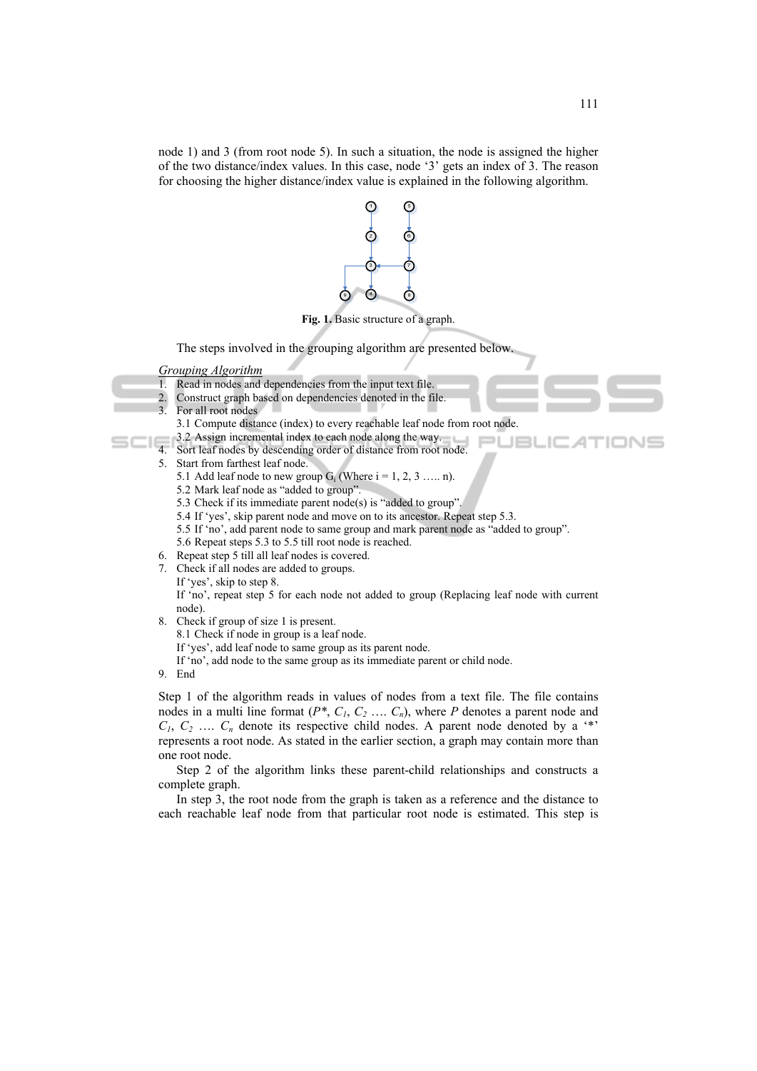node 1) and 3 (from root node 5). In such a situation, the node is assigned the higher of the two distance/index values. In this case, node '3' gets an index of 3. The reason for choosing the higher distance/index value is explained in the following algorithm.

**Fig. 1.** Basic structure of a graph.

The steps involved in the grouping algorithm are presented below.

*Grouping Algorithm*

1. Read in nodes and dependencies from the input text file.
2. Construct graph based on dependencies denoted in the file.
3. For all root nodes
   3.1 Compute distance (index) to every reachable leaf node from root node.
   3.2 Assign incremental index to each node along the way.
4. Sort leaf nodes by descending order of distance from root node.
5. Start from farthest leaf node.
   5.1 Add leaf node to new group $G_i$ (Where i = 1, 2, 3 ….. n).
   5.2 Mark leaf node as "added to group".
   5.3 Check if its immediate parent node(s) is "added to group".
   5.4 If 'yes', skip parent node and move on to its ancestor. Repeat step 5.3.
   5.5 If 'no', add parent node to same group and mark parent node as "added to group".
   5.6 Repeat steps 5.3 to 5.5 till root node is reached.
6. Repeat step 5 till all leaf nodes is covered.
7. Check if all nodes are added to groups.
   If 'yes', skip to step 8.
   If 'no', repeat step 5 for each node not added to group (Replacing leaf node with current node).
8. Check if group of size 1 is present.
   8.1 Check if node in group is a leaf node.
   If 'yes', add leaf node to same group as its parent node.
   If 'no', add node to the same group as its immediate parent or child node.
9. End

Step 1 of the algorithm reads in values of nodes from a text file. The file contains nodes in a multi line format ($P*$, $C_1$, $C_2$ …. $C_n$), where $P$ denotes a parent node and $C_1$, $C_2$ …. $C_n$ denote its respective child nodes. A parent node denoted by a '*' represents a root node. As stated in the earlier section, a graph may contain more than one root node.

Step 2 of the algorithm links these parent-child relationships and constructs a complete graph.

In step 3, the root node from the graph is taken as a reference and the distance to each reachable leaf node from that particular root node is estimated. This step is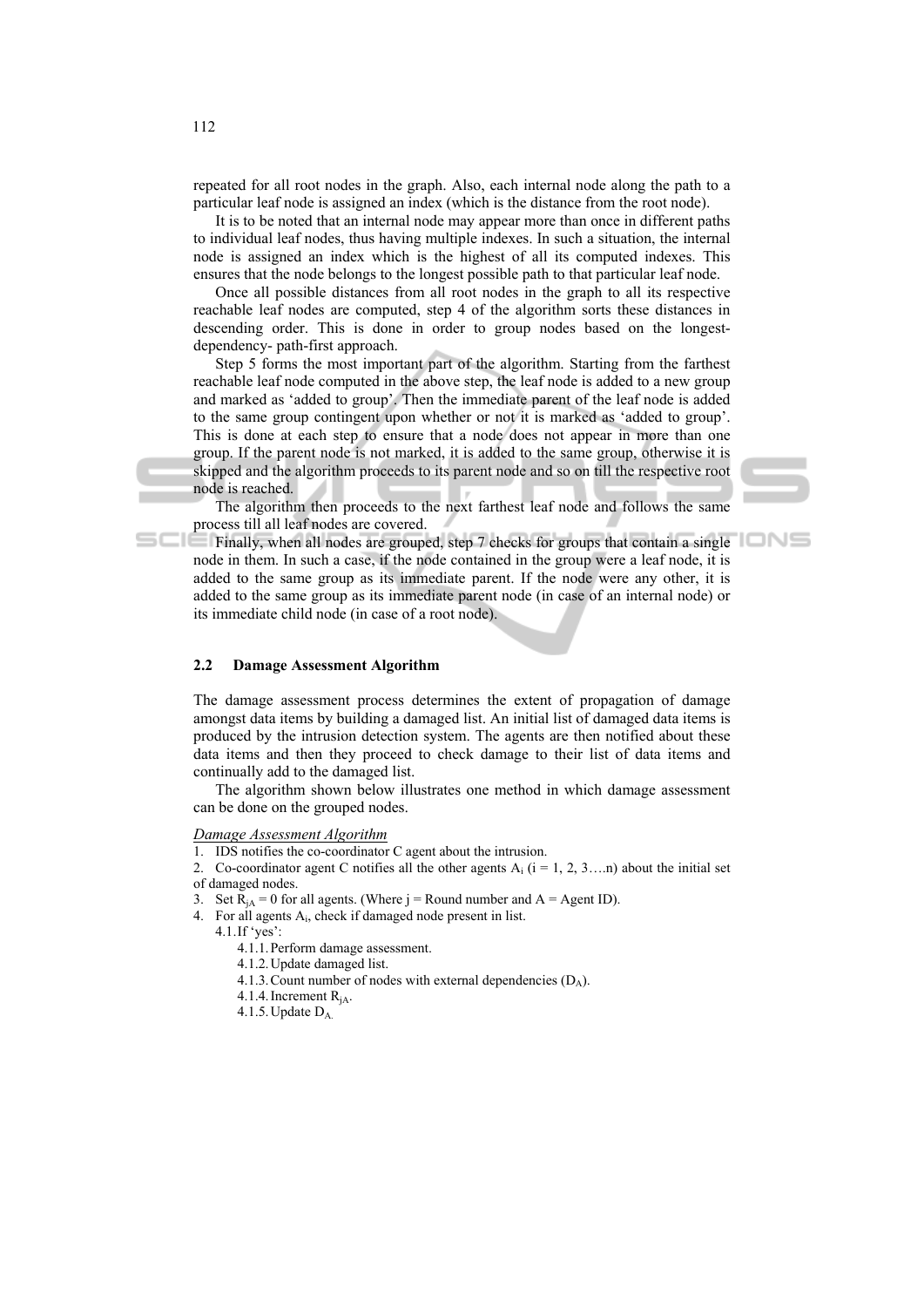repeated for all root nodes in the graph. Also, each internal node along the path to a particular leaf node is assigned an index (which is the distance from the root node).

It is to be noted that an internal node may appear more than once in different paths to individual leaf nodes, thus having multiple indexes. In such a situation, the internal node is assigned an index which is the highest of all its computed indexes. This ensures that the node belongs to the longest possible path to that particular leaf node.

Once all possible distances from all root nodes in the graph to all its respective reachable leaf nodes are computed, step 4 of the algorithm sorts these distances in descending order. This is done in order to group nodes based on the longest-dependency- path-first approach.

Step 5 forms the most important part of the algorithm. Starting from the farthest reachable leaf node computed in the above step, the leaf node is added to a new group and marked as 'added to group'. Then the immediate parent of the leaf node is added to the same group contingent upon whether or not it is marked as 'added to group'. This is done at each step to ensure that a node does not appear in more than one group. If the parent node is not marked, it is added to the same group, otherwise it is skipped and the algorithm proceeds to its parent node and so on till the respective root node is reached.

The algorithm then proceeds to the next farthest leaf node and follows the same process till all leaf nodes are covered.

Finally, when all nodes are grouped, step 7 checks for groups that contain a single node in them. In such a case, if the node contained in the group were a leaf node, it is added to the same group as its immediate parent. If the node were any other, it is added to the same group as its immediate parent node (in case of an internal node) or its immediate child node (in case of a root node).

### 2.2 Damage Assessment Algorithm

The damage assessment process determines the extent of propagation of damage amongst data items by building a damaged list. An initial list of damaged data items is produced by the intrusion detection system. The agents are then notified about these data items and then they proceed to check damage to their list of data items and continually add to the damaged list.

The algorithm shown below illustrates one method in which damage assessment can be done on the grouped nodes.

*Damage Assessment Algorithm*

1. IDS notifies the co-coordinator C agent about the intrusion.
2. Co-coordinator agent C notifies all the other agents $A_i$ ($i = 1, 2, 3….n$) about the initial set of damaged nodes.
3. Set $R_{jA} = 0$ for all agents. (Where j = Round number and A = Agent ID).
4. For all agents $A_i$, check if damaged node present in list.
   - 4.1. If 'yes':
     - 4.1.1. Perform damage assessment.
     - 4.1.2. Update damaged list.
     - 4.1.3. Count number of nodes with external dependencies ($D_A$).
     - 4.1.4. Increment $R_{jA}$.
     - 4.1.5. Update $D_A$.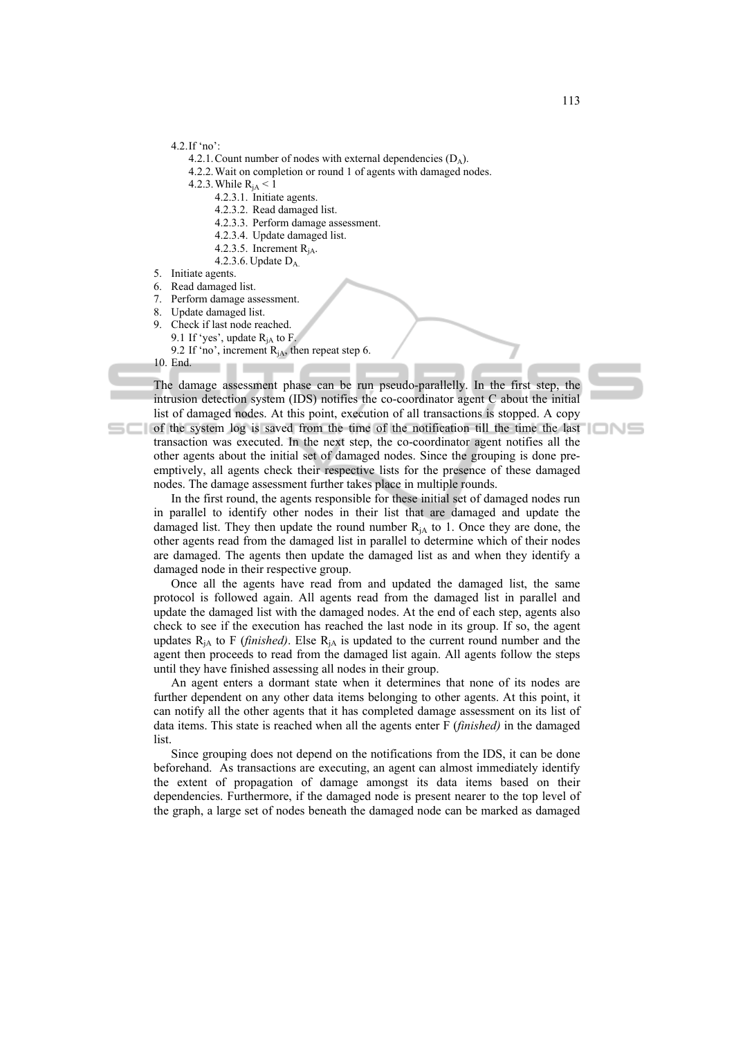4.2. If 'no':
   4.2.1. Count number of nodes with external dependencies ($D_A$).
   4.2.2. Wait on completion or round 1 of agents with damaged nodes.
   4.2.3. While $R_{jA} < 1$
      4.2.3.1. Initiate agents.
      4.2.3.2. Read damaged list.
      4.2.3.3. Perform damage assessment.
      4.2.3.4. Update damaged list.
      4.2.3.5. Increment $R_{jA}$.
      4.2.3.6. Update $D_A$.
5. Initiate agents.
6. Read damaged list.
7. Perform damage assessment.
8. Update damaged list.
9. Check if last node reached.
   9.1 If 'yes', update $R_{jA}$ to F.
   9.2 If 'no', increment $R_{jA}$, then repeat step 6.
10. End.

The damage assessment phase can be run pseudo-parallelly. In the first step, the intrusion detection system (IDS) notifies the co-coordinator agent C about the initial list of damaged nodes. At this point, execution of all transactions is stopped. A copy of the system log is saved from the time of the notification till the time the last transaction was executed. In the next step, the co-coordinator agent notifies all the other agents about the initial set of damaged nodes. Since the grouping is done pre-emptively, all agents check their respective lists for the presence of these damaged nodes. The damage assessment further takes place in multiple rounds.

In the first round, the agents responsible for these initial set of damaged nodes run in parallel to identify other nodes in their list that are damaged and update the damaged list. They then update the round number $R_{jA}$ to 1. Once they are done, the other agents read from the damaged list in parallel to determine which of their nodes are damaged. The agents then update the damaged list as and when they identify a damaged node in their respective group.

Once all the agents have read from and updated the damaged list, the same protocol is followed again. All agents read from the damaged list in parallel and update the damaged list with the damaged nodes. At the end of each step, agents also check to see if the execution has reached the last node in its group. If so, the agent updates $R_{jA}$ to F (*finished)*. Else $R_{jA}$ is updated to the current round number and the agent then proceeds to read from the damaged list again. All agents follow the steps until they have finished assessing all nodes in their group.

An agent enters a dormant state when it determines that none of its nodes are further dependent on any other data items belonging to other agents. At this point, it can notify all the other agents that it has completed damage assessment on its list of data items. This state is reached when all the agents enter F (*finished)* in the damaged list.

Since grouping does not depend on the notifications from the IDS, it can be done beforehand. As transactions are executing, an agent can almost immediately identify the extent of propagation of damage amongst its data items based on their dependencies. Furthermore, if the damaged node is present nearer to the top level of the graph, a large set of nodes beneath the damaged node can be marked as damaged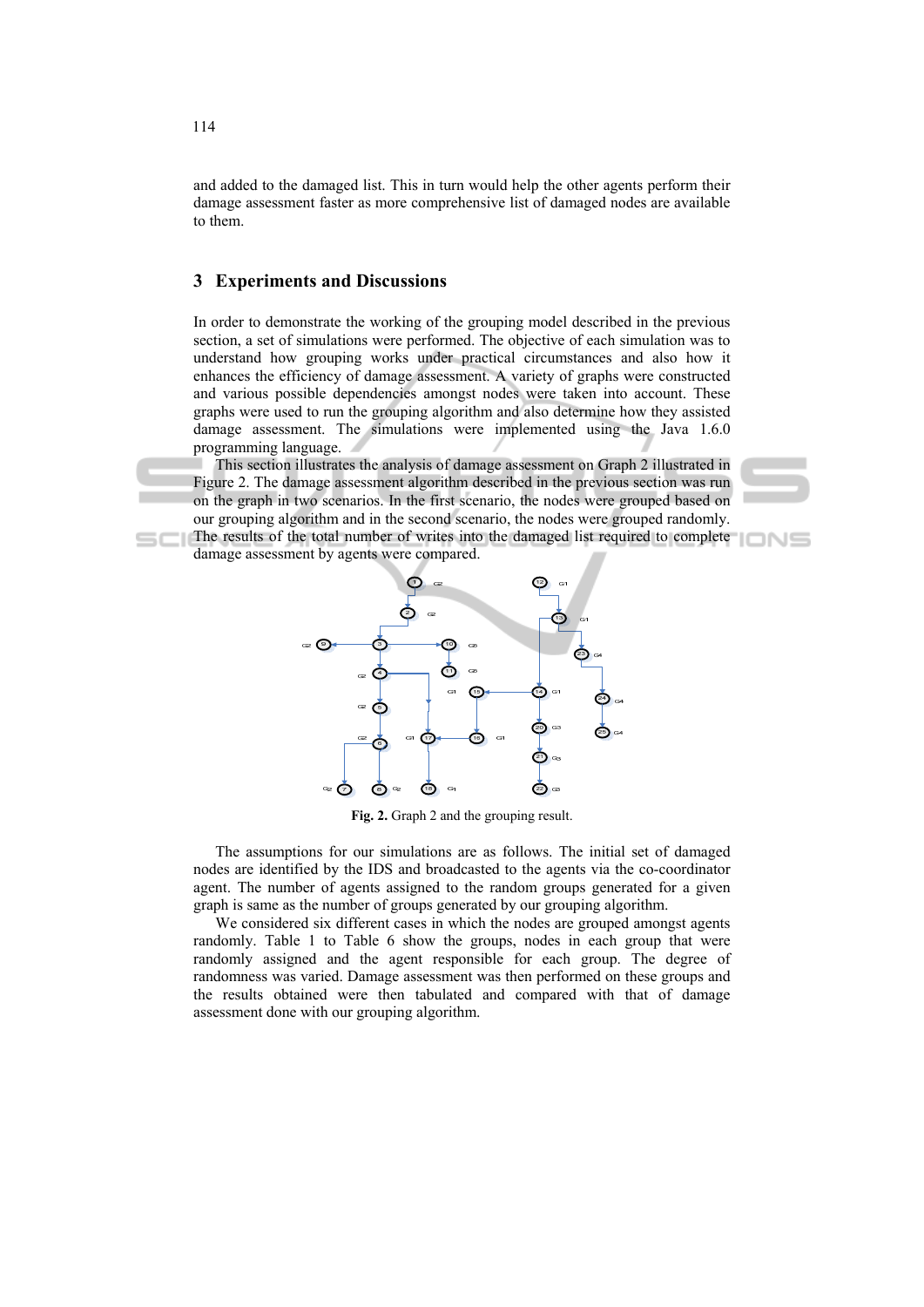and added to the damaged list. This in turn would help the other agents perform their damage assessment faster as more comprehensive list of damaged nodes are available to them.

## 3 Experiments and Discussions

In order to demonstrate the working of the grouping model described in the previous section, a set of simulations were performed. The objective of each simulation was to understand how grouping works under practical circumstances and also how it enhances the efficiency of damage assessment. A variety of graphs were constructed and various possible dependencies amongst nodes were taken into account. These graphs were used to run the grouping algorithm and also determine how they assisted damage assessment. The simulations were implemented using the Java 1.6.0 programming language.

This section illustrates the analysis of damage assessment on Graph 2 illustrated in Figure 2. The damage assessment algorithm described in the previous section was run on the graph in two scenarios. In the first scenario, the nodes were grouped based on our grouping algorithm and in the second scenario, the nodes were grouped randomly. The results of the total number of writes into the damaged list required to complete damage assessment by agents were compared.

**Fig. 2.** Graph 2 and the grouping result.

The assumptions for our simulations are as follows. The initial set of damaged nodes are identified by the IDS and broadcasted to the agents via the co-coordinator agent. The number of agents assigned to the random groups generated for a given graph is same as the number of groups generated by our grouping algorithm.

We considered six different cases in which the nodes are grouped amongst agents randomly. Table 1 to Table 6 show the groups, nodes in each group that were randomly assigned and the agent responsible for each group. The degree of randomness was varied. Damage assessment was then performed on these groups and the results obtained were then tabulated and compared with that of damage assessment done with our grouping algorithm.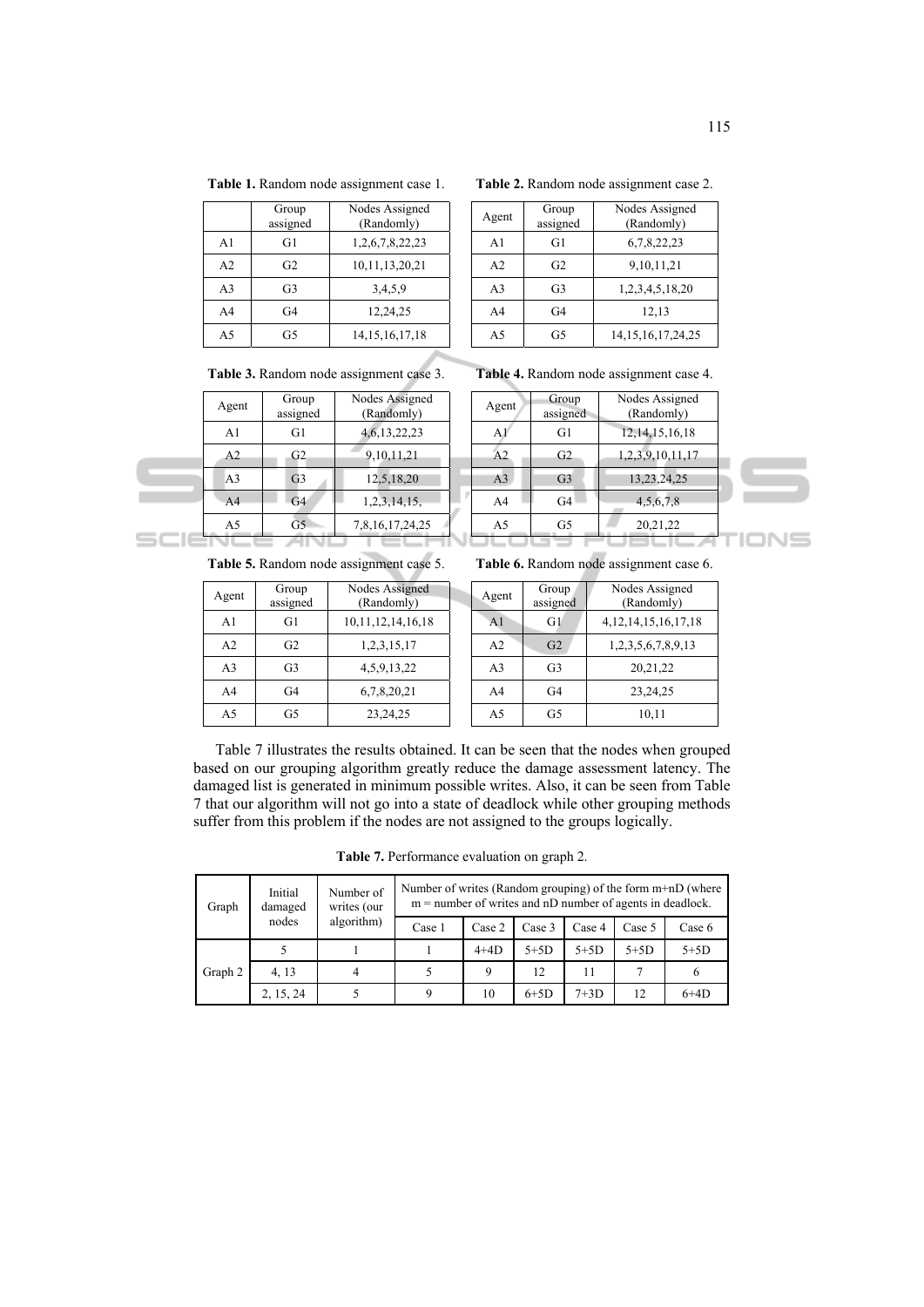**Table 1.** Random node assignment case 1.

| | Group assigned | Nodes Assigned (Randomly) |
|---|---|---|
| A1 | G1 | 1,2,6,7,8,22,23 |
| A2 | G2 | 10,11,13,20,21 |
| A3 | G3 | 3,4,5,9 |
| A4 | G4 | 12,24,25 |
| A5 | G5 | 14,15,16,17,18 |

**Table 2.** Random node assignment case 2.

| Agent | Group assigned | Nodes Assigned (Randomly) |
|---|---|---|
| A1 | G1 | 6,7,8,22,23 |
| A2 | G2 | 9,10,11,21 |
| A3 | G3 | 1,2,3,4,5,18,20 |
| A4 | G4 | 12,13 |
| A5 | G5 | 14,15,16,17,24,25 |

**Table 3.** Random node assignment case 3.

| Agent | Group assigned | Nodes Assigned (Randomly) |
|---|---|---|
| A1 | G1 | 4,6,13,22,23 |
| A2 | G2 | 9,10,11,21 |
| A3 | G3 | 12,5,18,20 |
| A4 | G4 | 1,2,3,14,15, |
| A5 | G5 | 7,8,16,17,24,25 |

**Table 4.** Random node assignment case 4.

| Agent | Group assigned | Nodes Assigned (Randomly) |
|---|---|---|
| A1 | G1 | 12,14,15,16,18 |
| A2 | G2 | 1,2,3,9,10,11,17 |
| A3 | G3 | 13,23,24,25 |
| A4 | G4 | 4,5,6,7,8 |
| A5 | G5 | 20,21,22 |

**Table 5.** Random node assignment case 5.

| Agent | Group assigned | Nodes Assigned (Randomly) |
|---|---|---|
| A1 | G1 | 10,11,12,14,16,18 |
| A2 | G2 | 1,2,3,15,17 |
| A3 | G3 | 4,5,9,13,22 |
| A4 | G4 | 6,7,8,20,21 |
| A5 | G5 | 23,24,25 |

**Table 6.** Random node assignment case 6.

| Agent | Group assigned | Nodes Assigned (Randomly) |
|---|---|---|
| A1 | G1 | 4,12,14,15,16,17,18 |
| A2 | G2 | 1,2,3,5,6,7,8,9,13 |
| A3 | G3 | 20,21,22 |
| A4 | G4 | 23,24,25 |
| A5 | G5 | 10,11 |

Table 7 illustrates the results obtained. It can be seen that the nodes when grouped based on our grouping algorithm greatly reduce the damage assessment latency. The damaged list is generated in minimum possible writes. Also, it can be seen from Table 7 that our algorithm will not go into a state of deadlock while other grouping methods suffer from this problem if the nodes are not assigned to the groups logically.

**Table 7.** Performance evaluation on graph 2.

| Graph | Initial damaged nodes | Number of writes (our algorithm) | Number of writes (Random grouping) of the form m+nD (where m = number of writes and nD number of agents in deadlock. | | | | | |
|---|---|---|---|---|---|---|---|---|
| | | | Case 1 | Case 2 | Case 3 | Case 4 | Case 5 | Case 6 |
| Graph 2 | 5 | 1 | 1 | 4+4D | 5+5D | 5+5D | 5+5D | 5+5D |
| | 4, 13 | 4 | 5 | 9 | 12 | 11 | 7 | 6 |
| | 2, 15, 24 | 5 | 9 | 10 | 6+5D | 7+3D | 12 | 6+4D |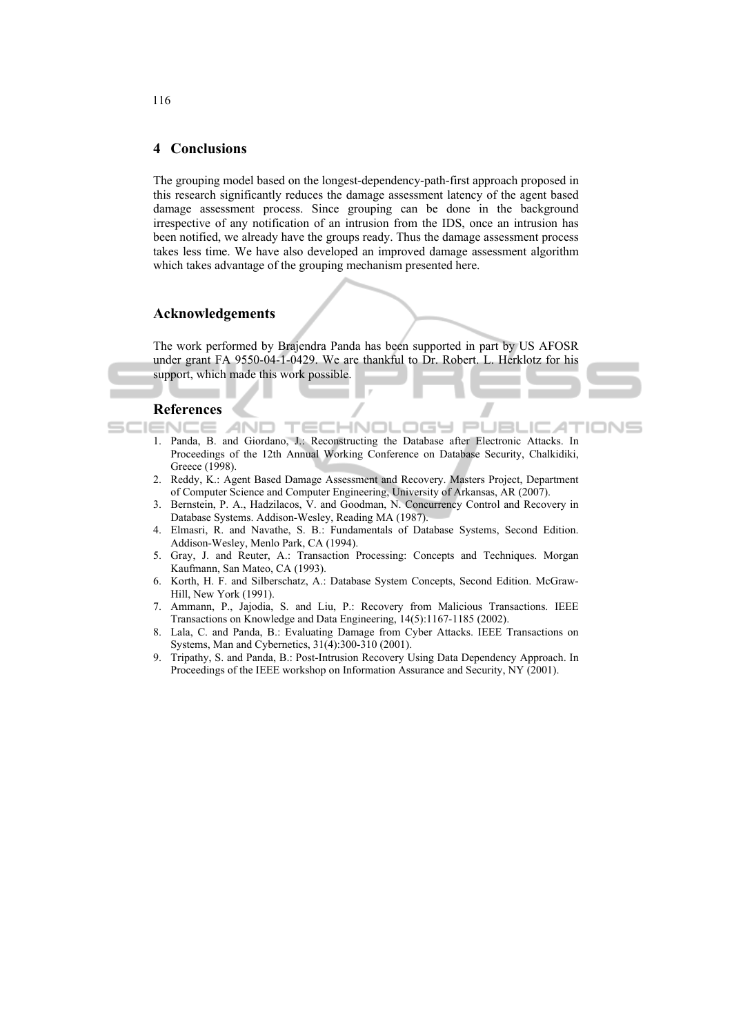## 4 Conclusions

The grouping model based on the longest-dependency-path-first approach proposed in this research significantly reduces the damage assessment latency of the agent based damage assessment process. Since grouping can be done in the background irrespective of any notification of an intrusion from the IDS, once an intrusion has been notified, we already have the groups ready. Thus the damage assessment process takes less time. We have also developed an improved damage assessment algorithm which takes advantage of the grouping mechanism presented here.

## Acknowledgements

The work performed by Brajendra Panda has been supported in part by US AFOSR under grant FA 9550-04-1-0429. We are thankful to Dr. Robert. L. Herklotz for his support, which made this work possible.

## References

1. Panda, B. and Giordano, J.: Reconstructing the Database after Electronic Attacks. In Proceedings of the 12th Annual Working Conference on Database Security, Chalkidiki, Greece (1998).
2. Reddy, K.: Agent Based Damage Assessment and Recovery. Masters Project, Department of Computer Science and Computer Engineering, University of Arkansas, AR (2007).
3. Bernstein, P. A., Hadzilacos, V. and Goodman, N. Concurrency Control and Recovery in Database Systems. Addison-Wesley, Reading MA (1987).
4. Elmasri, R. and Navathe, S. B.: Fundamentals of Database Systems, Second Edition. Addison-Wesley, Menlo Park, CA (1994).
5. Gray, J. and Reuter, A.: Transaction Processing: Concepts and Techniques. Morgan Kaufmann, San Mateo, CA (1993).
6. Korth, H. F. and Silberschatz, A.: Database System Concepts, Second Edition. McGraw-Hill, New York (1991).
7. Ammann, P., Jajodia, S. and Liu, P.: Recovery from Malicious Transactions. IEEE Transactions on Knowledge and Data Engineering, 14(5):1167-1185 (2002).
8. Lala, C. and Panda, B.: Evaluating Damage from Cyber Attacks. IEEE Transactions on Systems, Man and Cybernetics, 31(4):300-310 (2001).
9. Tripathy, S. and Panda, B.: Post-Intrusion Recovery Using Data Dependency Approach. In Proceedings of the IEEE workshop on Information Assurance and Security, NY (2001).